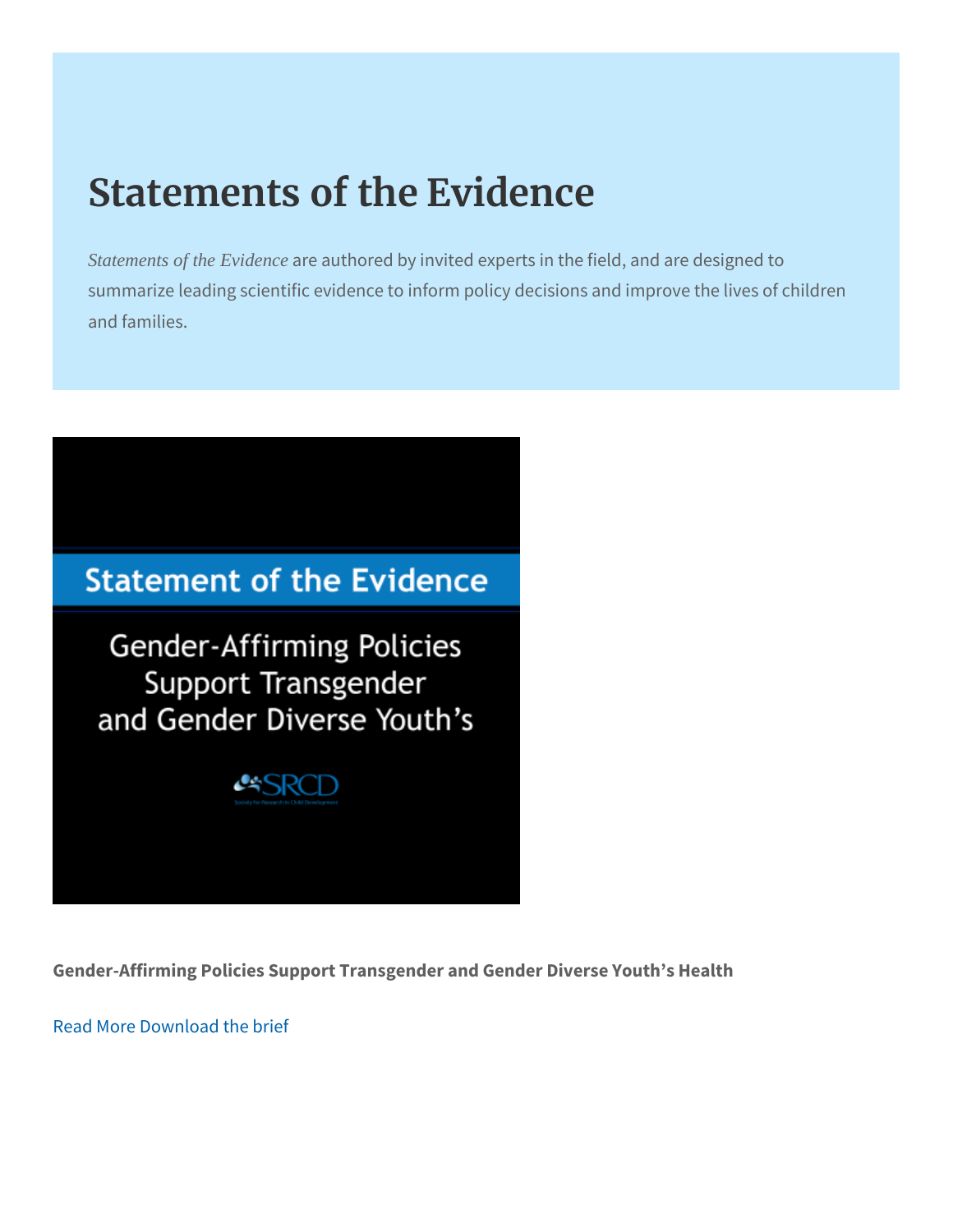# Statements of the Evidence

*Statements of the Evidence* are authored by invited experts in the field, and are designed to summarize leading scientific evidence to inform policy decisions and improve the lives of children and families.

Statement of the Evidence

Gender-Affirming Policies Support Transgender and Gender Diverse Youth's

SRCD

Society for Research in Child Development

**Gender-Affirming Policies Support Transgender and Gender Diverse Youth's Health**

Read More Download the brief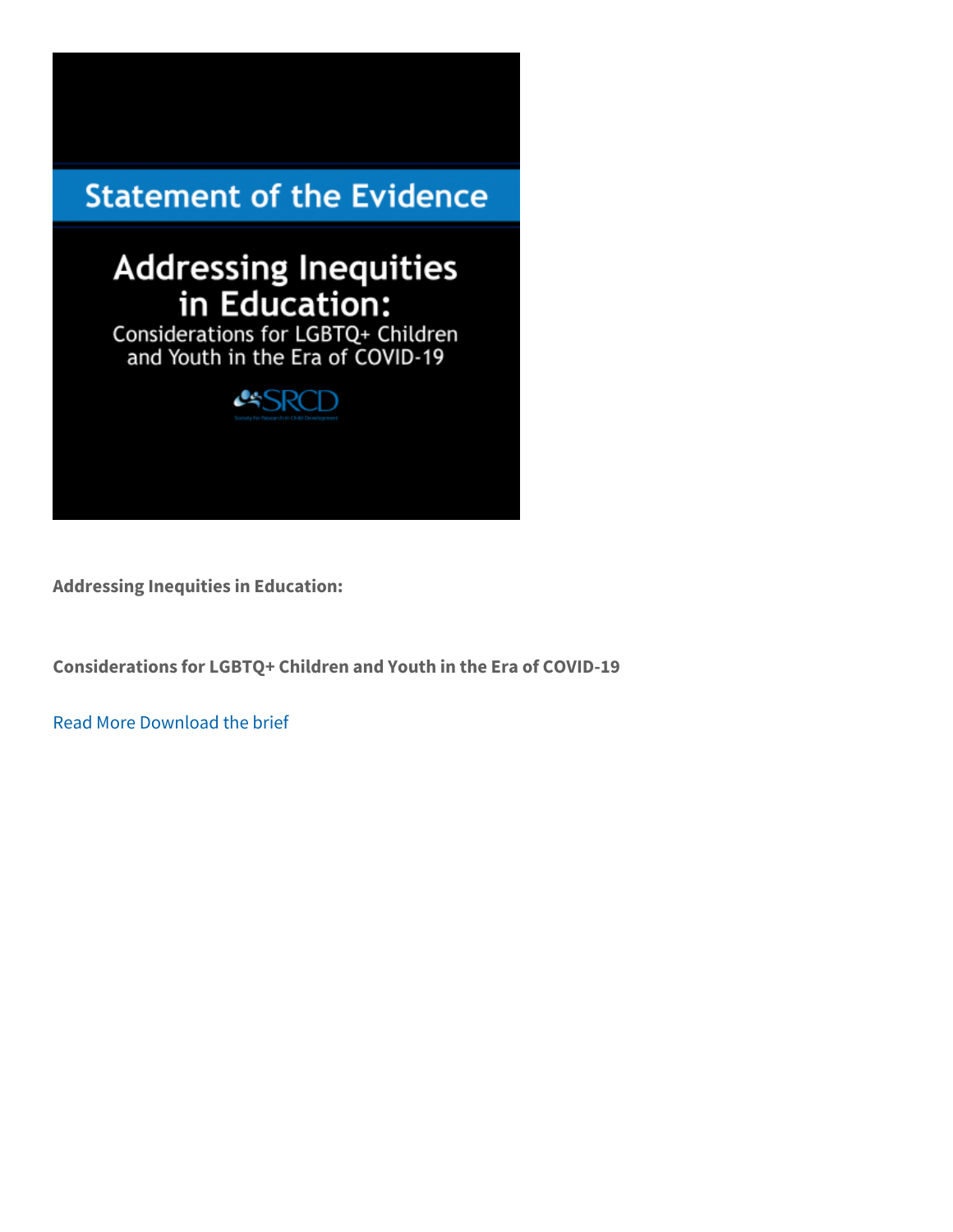Statement of the Evidence

Addressing Inequities in Education:

Considerations for LGBTQ+ Children and Youth in the Era of COVID-19

SRCD

Society for Research in Child Development

**Addressing Inequities in Education:**

**Considerations for LGBTQ+ Children and Youth in the Era of COVID-19**

Read More Download the brief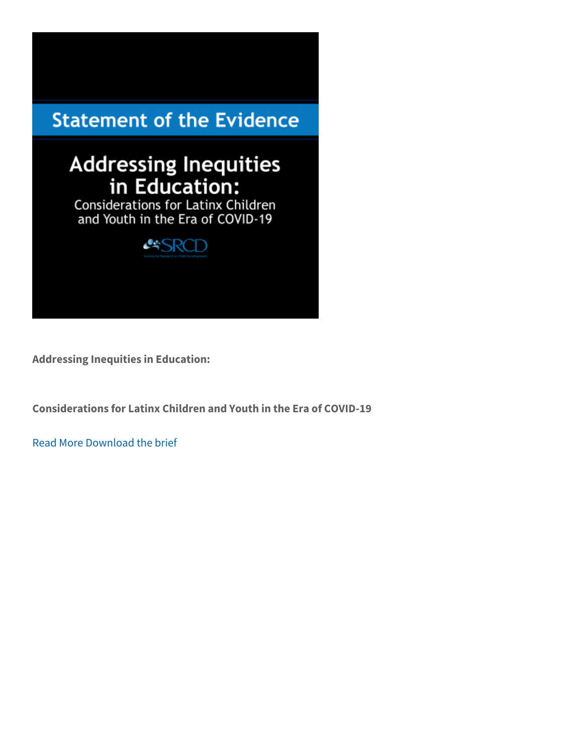**Addressing Inequities in Education:**

**Considerations for Latinx Children and Youth in the Era of COVID-19**

Read More Download the brief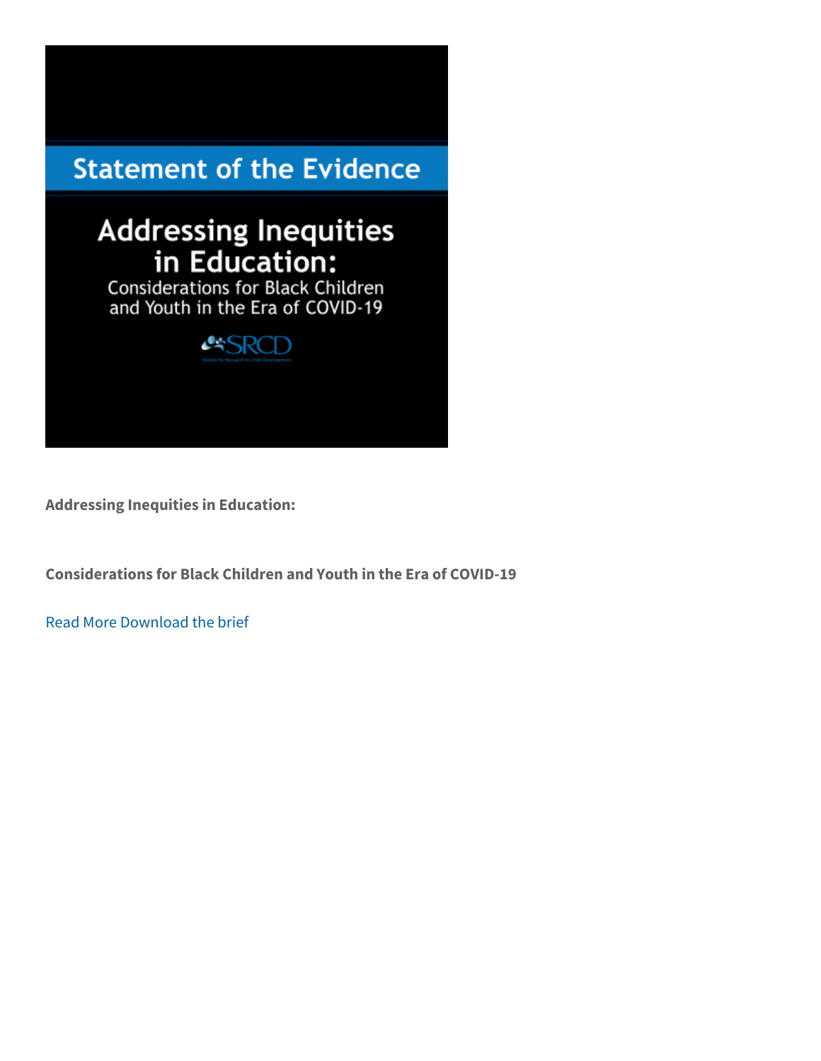Statement of the Evidence

Addressing Inequities in Education:

Considerations for Black Children and Youth in the Era of COVID-19

SRCD

Society for Research in Child Development

**Addressing Inequities in Education:**

**Considerations for Black Children and Youth in the Era of COVID-19**

Read More Download the brief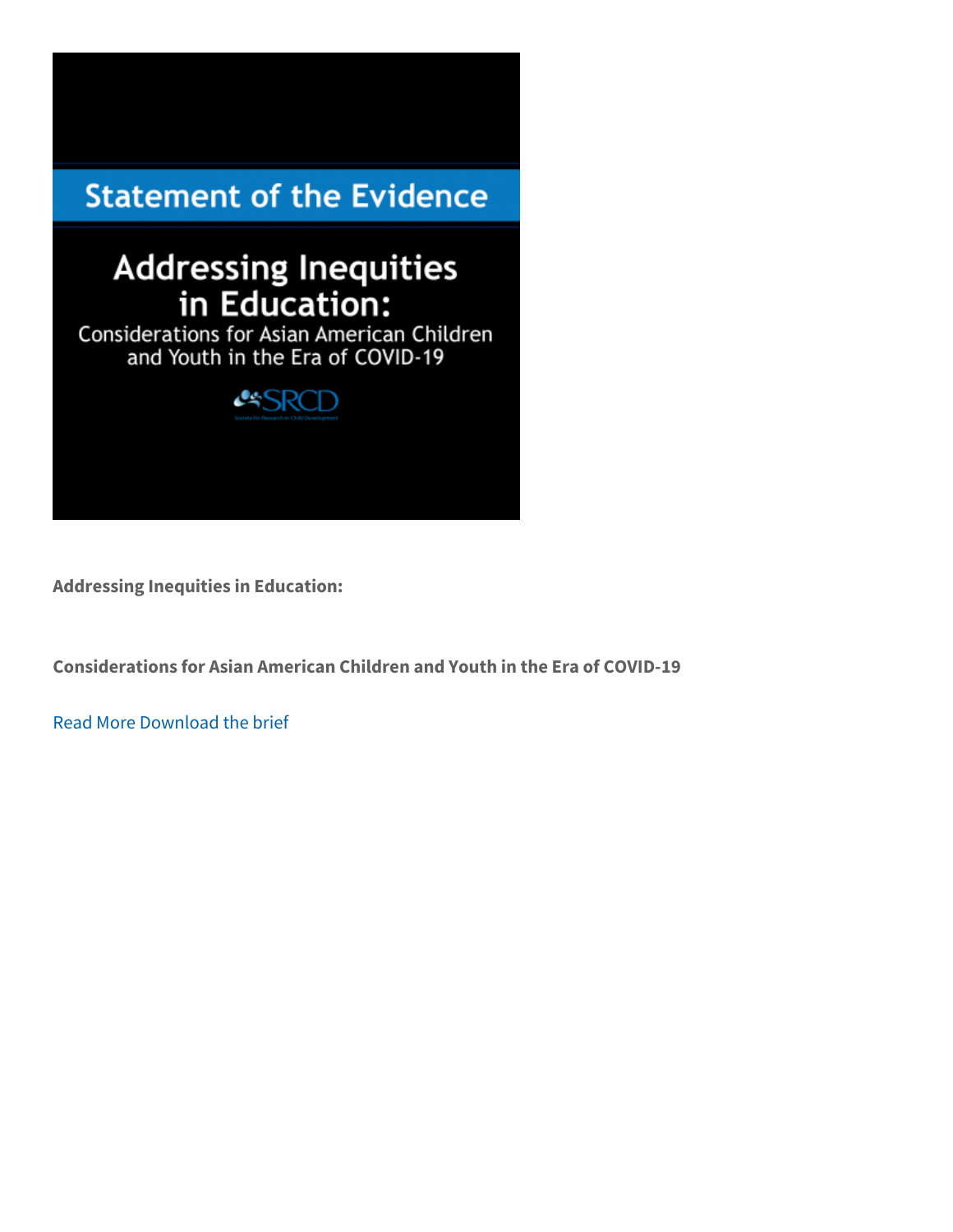Statement of the Evidence

# Addressing Inequities in Education:

Considerations for Asian American Children and Youth in the Era of COVID-19

SRCD

Society for Research in Child Development

**Addressing Inequities in Education:**

**Considerations for Asian American Children and Youth in the Era of COVID-19**

Read More Download the brief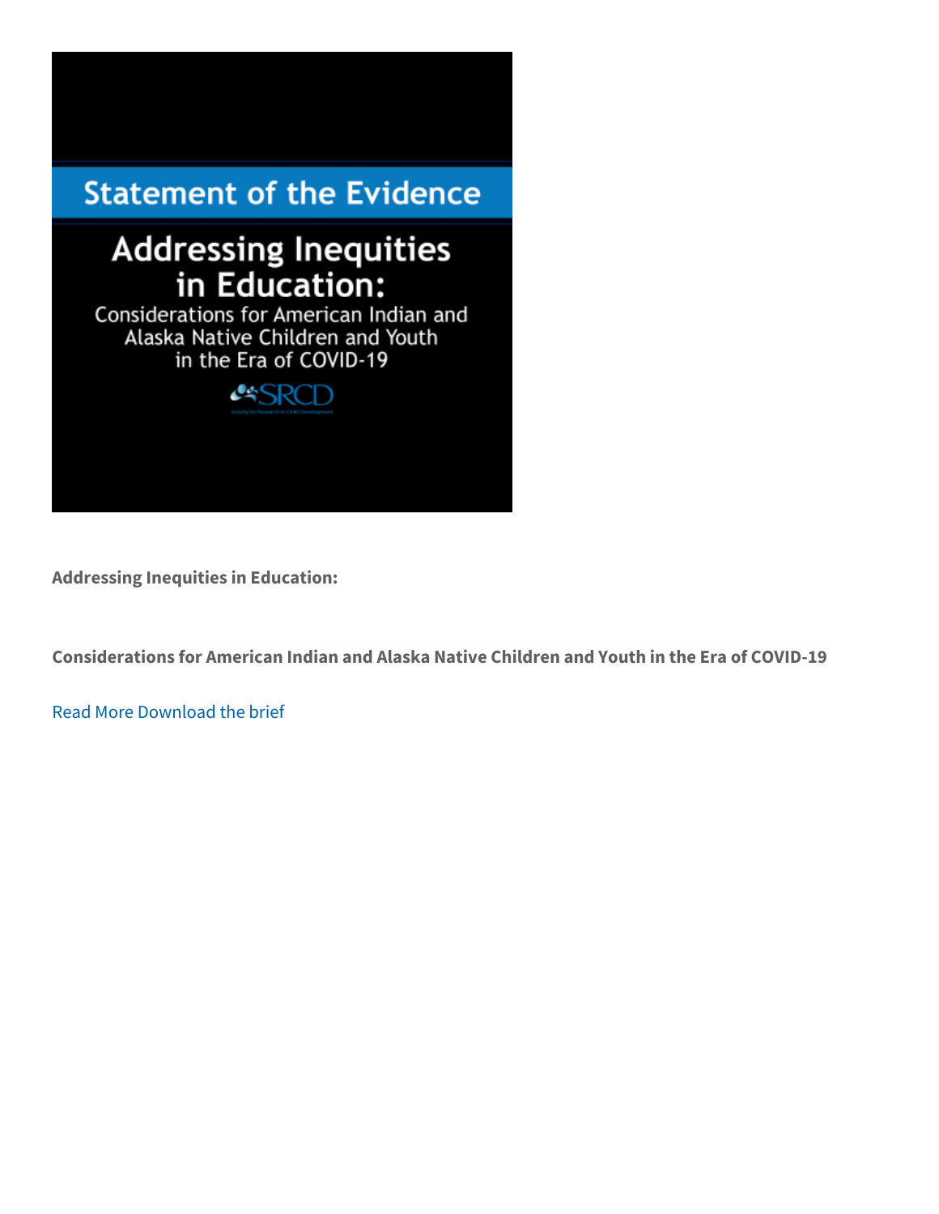Statement of the Evidence

Addressing Inequities in Education:

Considerations for American Indian and Alaska Native Children and Youth in the Era of COVID-19

SRCD

**Addressing Inequities in Education:**

**Considerations for American Indian and Alaska Native Children and Youth in the Era of COVID-19**

Read More Download the brief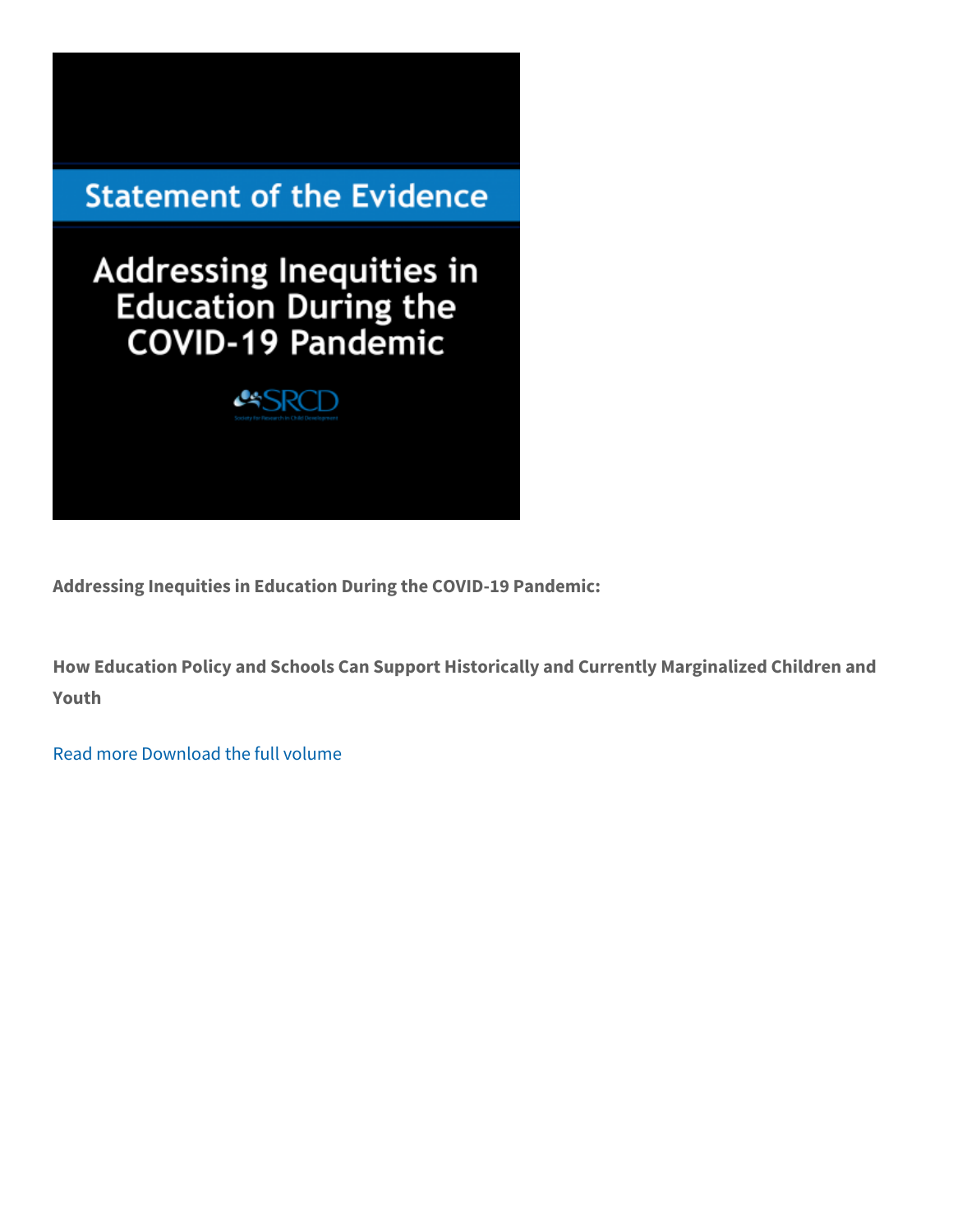**Addressing Inequities in Education During the COVID-19 Pandemic:**

**How Education Policy and Schools Can Support Historically and Currently Marginalized Children and Youth**

Read more Download the full volume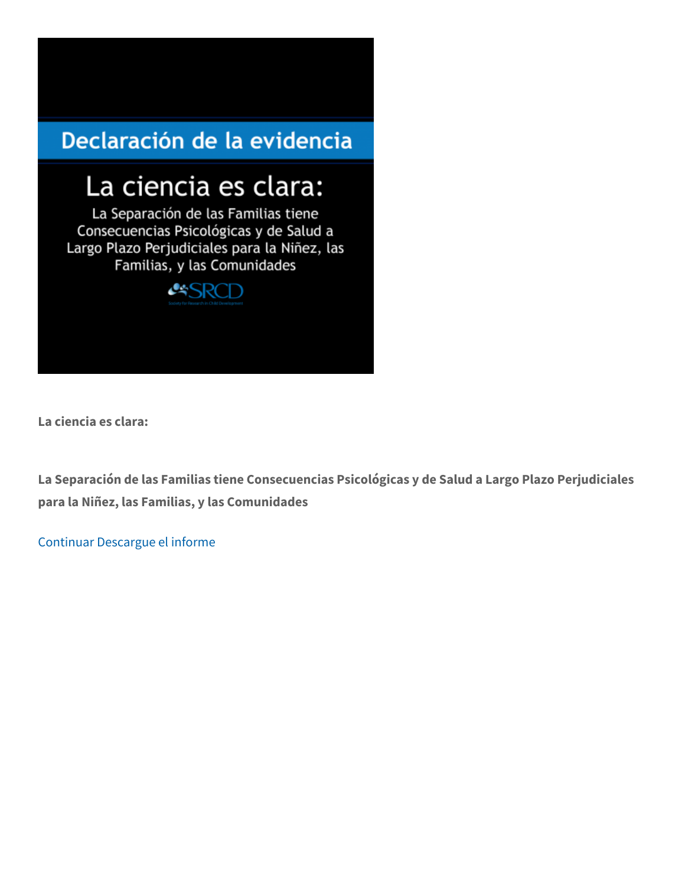Declaración de la evidencia

La ciencia es clara:

La Separación de las Familias tiene Consecuencias Psicológicas y de Salud a Largo Plazo Perjudiciales para la Niñez, las Familias, y las Comunidades

SRCD

Society for Research in Child Development

**La ciencia es clara:**

**La Separación de las Familias tiene Consecuencias Psicológicas y de Salud a Largo Plazo Perjudiciales para la Niñez, las Familias, y las Comunidades**

Continuar Descargue el informe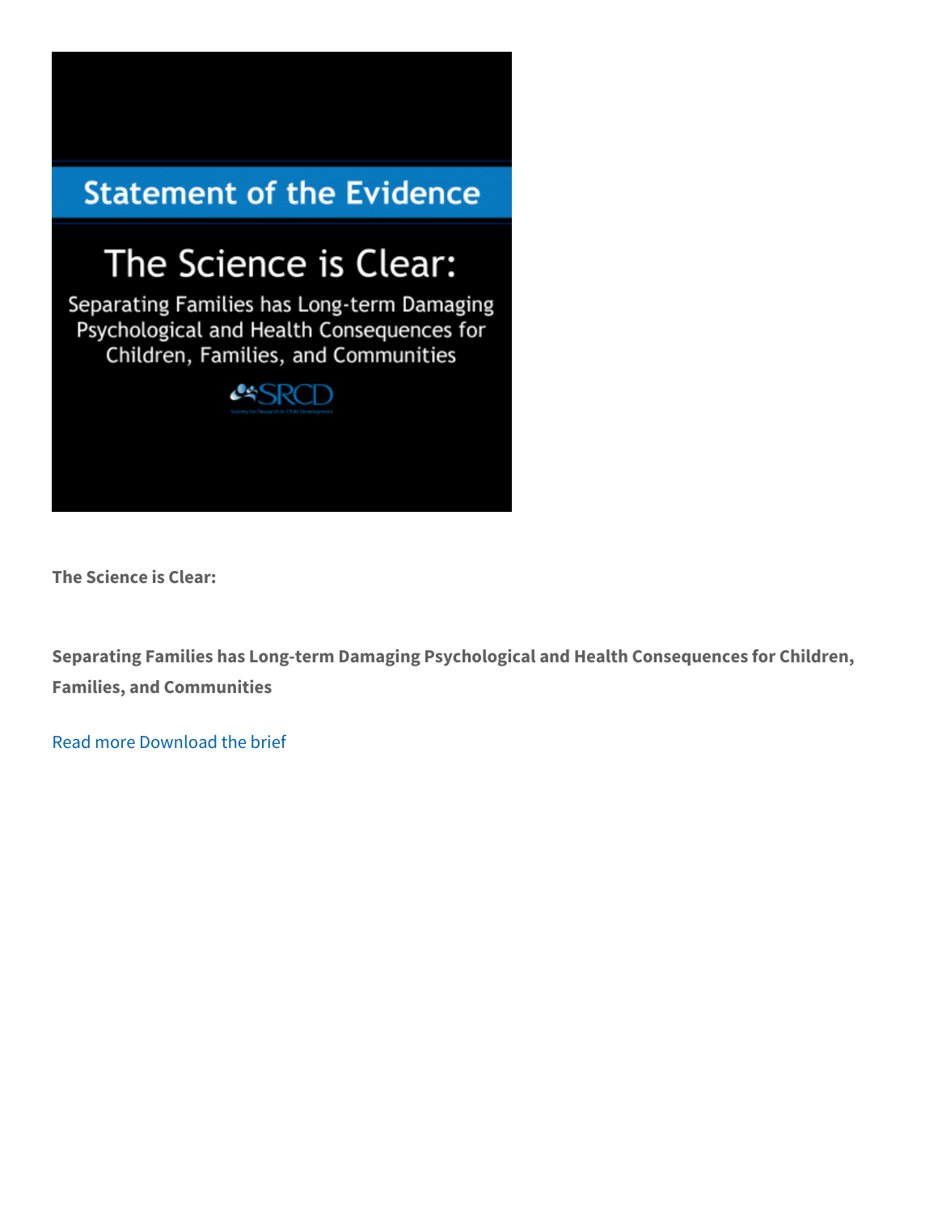**The Science is Clear:**

**Separating Families has Long-term Damaging Psychological and Health Consequences for Children, Families, and Communities**

Read more Download the brief